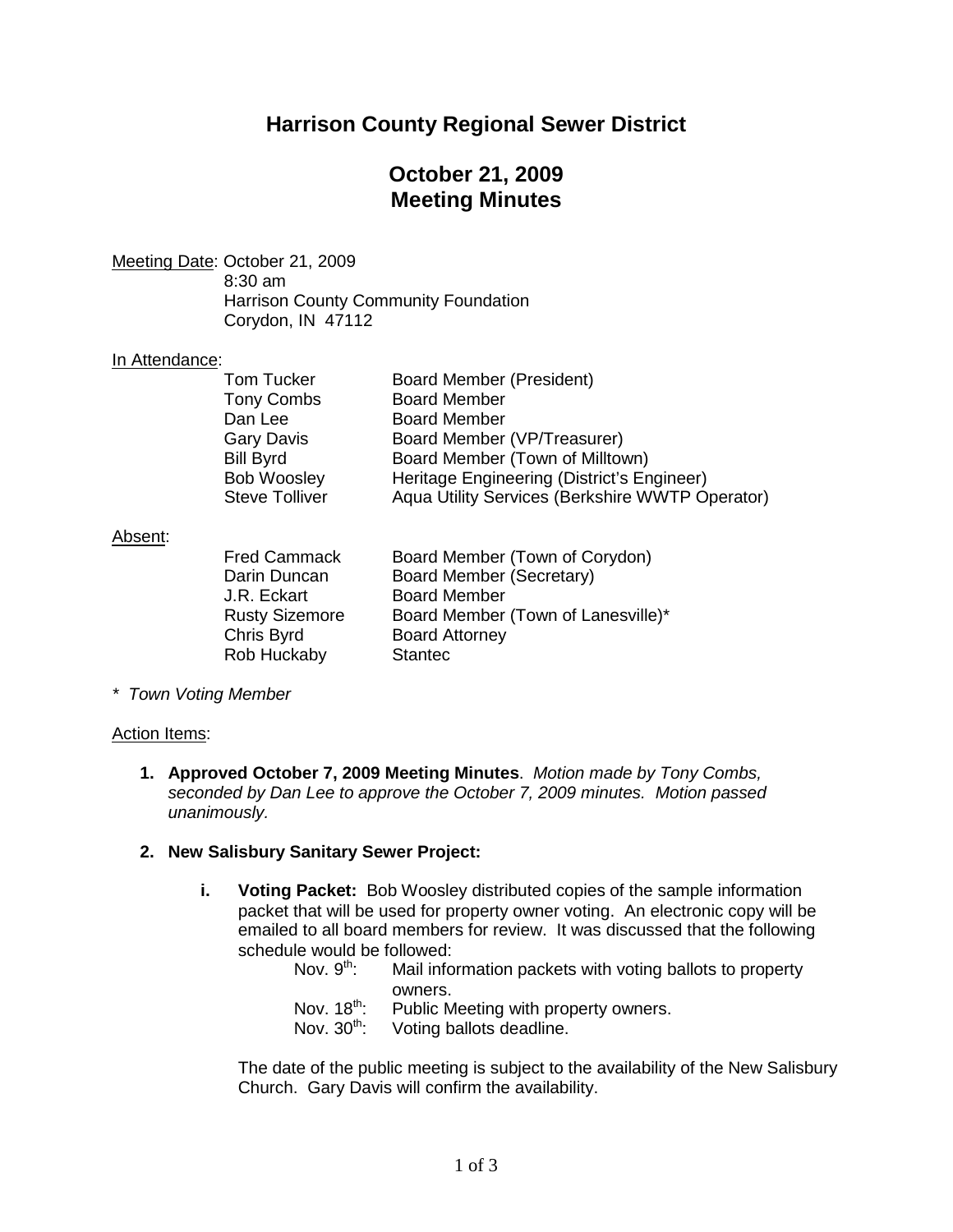# Harrison County Regional Sewer District

## October 21, 2009
## Meeting Minutes

Meeting Date: October 21, 2009
8:30 am
Harrison County Community Foundation
Corydon, IN 47112

In Attendance:

| | |
|---|---|
| Tom Tucker | Board Member (President) |
| Tony Combs | Board Member |
| Dan Lee | Board Member |
| Gary Davis | Board Member (VP/Treasurer) |
| Bill Byrd | Board Member (Town of Milltown) |
| Bob Woosley | Heritage Engineering (District's Engineer) |
| Steve Tolliver | Aqua Utility Services (Berkshire WWTP Operator) |

Absent:

| | |
|---|---|
| Fred Cammack | Board Member (Town of Corydon) |
| Darin Duncan | Board Member (Secretary) |
| J.R. Eckart | Board Member |
| Rusty Sizemore | Board Member (Town of Lanesville)* |
| Chris Byrd | Board Attorney |
| Rob Huckaby | Stantec |

*\* Town Voting Member*

Action Items:

1. **Approved October 7, 2009 Meeting Minutes**. *Motion made by Tony Combs, seconded by Dan Lee to approve the October 7, 2009 minutes. Motion passed unanimously.*

2. **New Salisbury Sanitary Sewer Project:**

   i. **Voting Packet:** Bob Woosley distributed copies of the sample information packet that will be used for property owner voting. An electronic copy will be emailed to all board members for review. It was discussed that the following schedule would be followed:

      - Nov. 9th: Mail information packets with voting ballots to property owners.
      - Nov. 18th: Public Meeting with property owners.
      - Nov. 30th: Voting ballots deadline.

      The date of the public meeting is subject to the availability of the New Salisbury Church. Gary Davis will confirm the availability.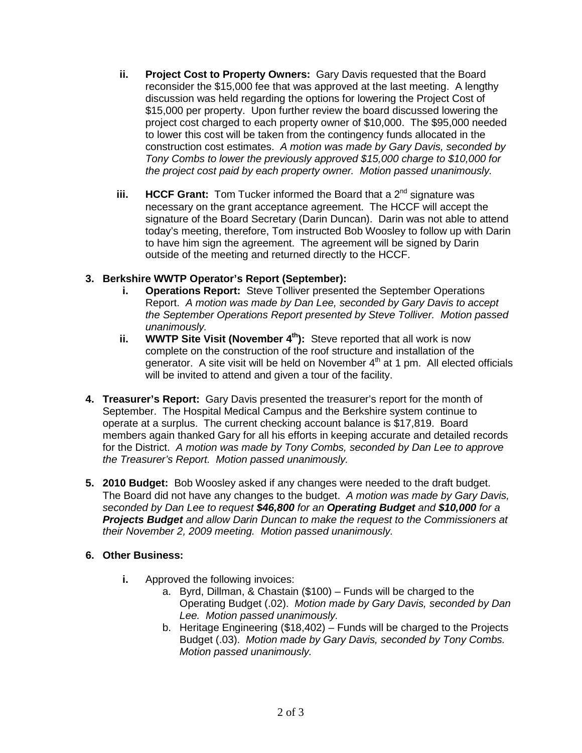ii. **Project Cost to Property Owners:** Gary Davis requested that the Board reconsider the $15,000 fee that was approved at the last meeting. A lengthy discussion was held regarding the options for lowering the Project Cost of $15,000 per property. Upon further review the board discussed lowering the project cost charged to each property owner of $10,000. The $95,000 needed to lower this cost will be taken from the contingency funds allocated in the construction cost estimates. *A motion was made by Gary Davis, seconded by Tony Combs to lower the previously approved $15,000 charge to $10,000 for the project cost paid by each property owner. Motion passed unanimously.*

iii. **HCCF Grant:** Tom Tucker informed the Board that a 2nd signature was necessary on the grant acceptance agreement. The HCCF will accept the signature of the Board Secretary (Darin Duncan). Darin was not able to attend today's meeting, therefore, Tom instructed Bob Woosley to follow up with Darin to have him sign the agreement. The agreement will be signed by Darin outside of the meeting and returned directly to the HCCF.

**3. Berkshire WWTP Operator's Report (September):**

i. **Operations Report:** Steve Tolliver presented the September Operations Report. *A motion was made by Dan Lee, seconded by Gary Davis to accept the September Operations Report presented by Steve Tolliver. Motion passed unanimously.*

ii. **WWTP Site Visit (November 4th):** Steve reported that all work is now complete on the construction of the roof structure and installation of the generator. A site visit will be held on November 4th at 1 pm. All elected officials will be invited to attend and given a tour of the facility.

**4. Treasurer's Report:** Gary Davis presented the treasurer's report for the month of September. The Hospital Medical Campus and the Berkshire system continue to operate at a surplus. The current checking account balance is $17,819. Board members again thanked Gary for all his efforts in keeping accurate and detailed records for the District. *A motion was made by Tony Combs, seconded by Dan Lee to approve the Treasurer's Report. Motion passed unanimously.*

**5. 2010 Budget:** Bob Woosley asked if any changes were needed to the draft budget. The Board did not have any changes to the budget. *A motion was made by Gary Davis, seconded by Dan Lee to request **$46,800** for an **Operating Budget** and **$10,000** for a **Projects Budget** and allow Darin Duncan to make the request to the Commissioners at their November 2, 2009 meeting. Motion passed unanimously.*

**6. Other Business:**

i. Approved the following invoices:

a. Byrd, Dillman, & Chastain ($100) – Funds will be charged to the Operating Budget (.02). *Motion made by Gary Davis, seconded by Dan Lee. Motion passed unanimously.*

b. Heritage Engineering ($18,402) – Funds will be charged to the Projects Budget (.03). *Motion made by Gary Davis, seconded by Tony Combs. Motion passed unanimously.*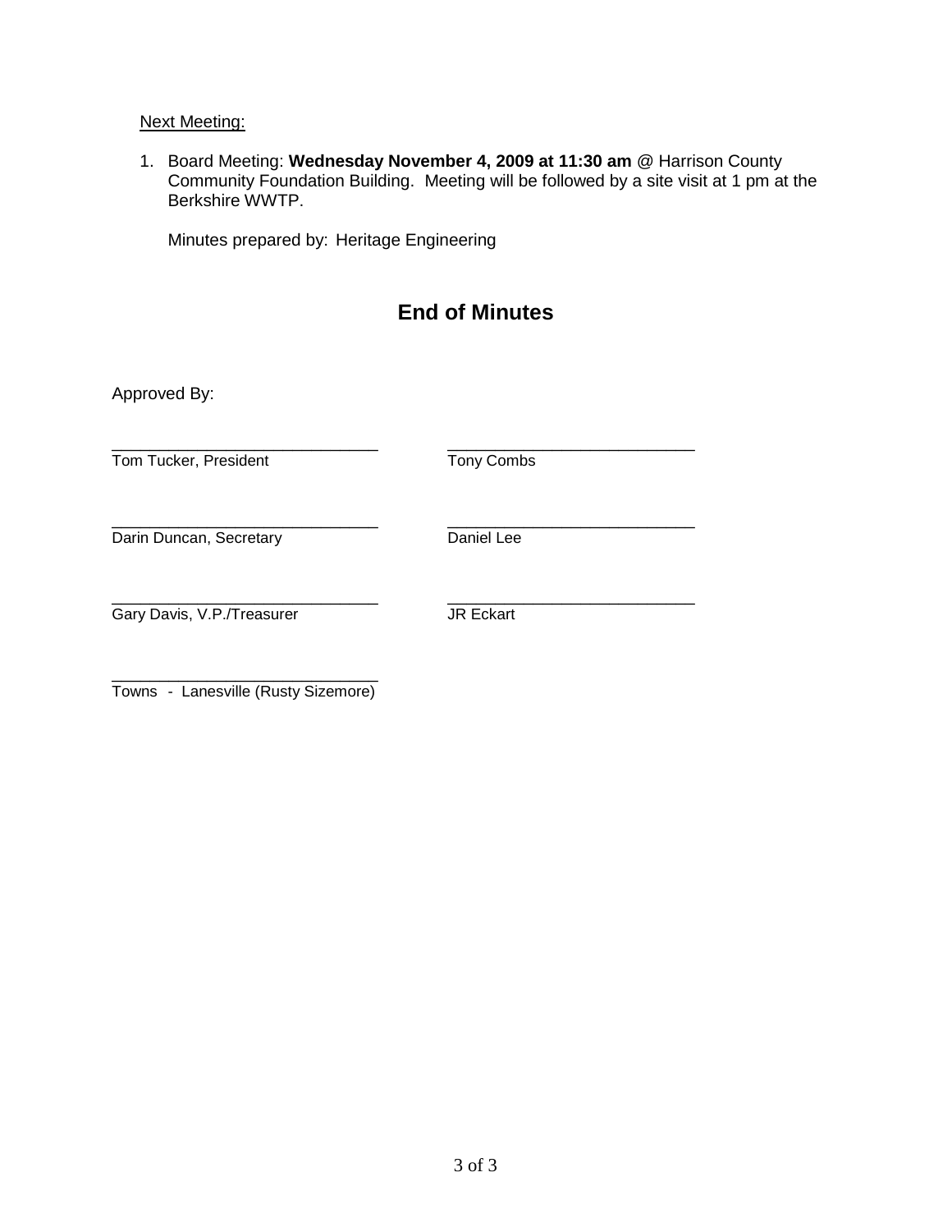Next Meeting:

1. Board Meeting: **Wednesday November 4, 2009 at 11:30 am** @ Harrison County Community Foundation Building. Meeting will be followed by a site visit at 1 pm at the Berkshire WWTP.

   Minutes prepared by: Heritage Engineering

## End of Minutes

Approved By:

| | |
|---|---|
| ______________________________ | ______________________________ |
| Tom Tucker, President | Tony Combs |
| ______________________________ | ______________________________ |
| Darin Duncan, Secretary | Daniel Lee |
| ______________________________ | ______________________________ |
| Gary Davis, V.P./Treasurer | JR Eckart |
| ______________________________ | |
| Towns - Lanesville (Rusty Sizemore) | |